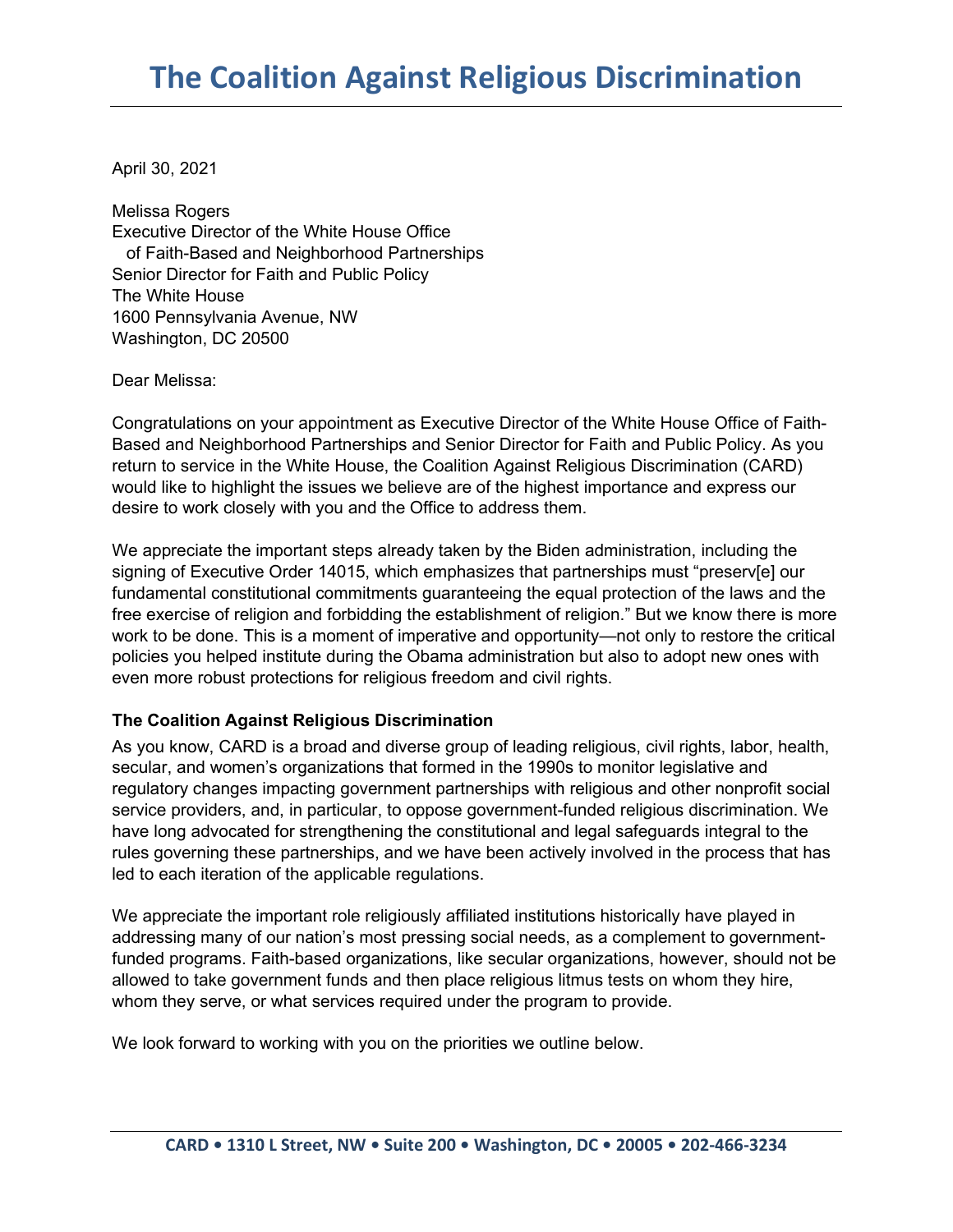# The Coalition Against Religious Discrimination

April 30, 2021

Melissa Rogers
Executive Director of the White House Office
of Faith-Based and Neighborhood Partnerships
Senior Director for Faith and Public Policy
The White House
1600 Pennsylvania Avenue, NW
Washington, DC 20500

Dear Melissa:

Congratulations on your appointment as Executive Director of the White House Office of Faith-Based and Neighborhood Partnerships and Senior Director for Faith and Public Policy. As you return to service in the White House, the Coalition Against Religious Discrimination (CARD) would like to highlight the issues we believe are of the highest importance and express our desire to work closely with you and the Office to address them.

We appreciate the important steps already taken by the Biden administration, including the signing of Executive Order 14015, which emphasizes that partnerships must "preserv[e] our fundamental constitutional commitments guaranteeing the equal protection of the laws and the free exercise of religion and forbidding the establishment of religion." But we know there is more work to be done. This is a moment of imperative and opportunity—not only to restore the critical policies you helped institute during the Obama administration but also to adopt new ones with even more robust protections for religious freedom and civil rights.

**The Coalition Against Religious Discrimination**

As you know, CARD is a broad and diverse group of leading religious, civil rights, labor, health, secular, and women's organizations that formed in the 1990s to monitor legislative and regulatory changes impacting government partnerships with religious and other nonprofit social service providers, and, in particular, to oppose government-funded religious discrimination. We have long advocated for strengthening the constitutional and legal safeguards integral to the rules governing these partnerships, and we have been actively involved in the process that has led to each iteration of the applicable regulations.

We appreciate the important role religiously affiliated institutions historically have played in addressing many of our nation's most pressing social needs, as a complement to government-funded programs. Faith-based organizations, like secular organizations, however, should not be allowed to take government funds and then place religious litmus tests on whom they hire, whom they serve, or what services required under the program to provide.

We look forward to working with you on the priorities we outline below.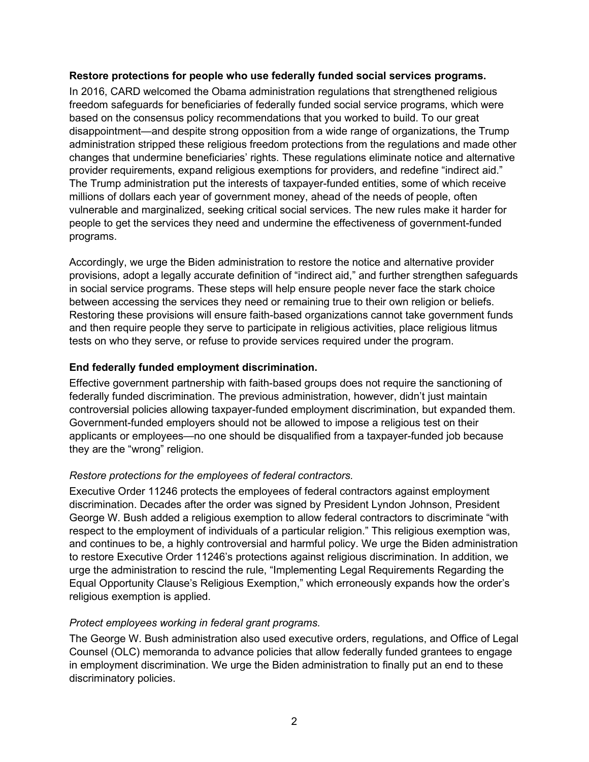**Restore protections for people who use federally funded social services programs.**

In 2016, CARD welcomed the Obama administration regulations that strengthened religious freedom safeguards for beneficiaries of federally funded social service programs, which were based on the consensus policy recommendations that you worked to build. To our great disappointment—and despite strong opposition from a wide range of organizations, the Trump administration stripped these religious freedom protections from the regulations and made other changes that undermine beneficiaries' rights. These regulations eliminate notice and alternative provider requirements, expand religious exemptions for providers, and redefine "indirect aid." The Trump administration put the interests of taxpayer-funded entities, some of which receive millions of dollars each year of government money, ahead of the needs of people, often vulnerable and marginalized, seeking critical social services. The new rules make it harder for people to get the services they need and undermine the effectiveness of government-funded programs.

Accordingly, we urge the Biden administration to restore the notice and alternative provider provisions, adopt a legally accurate definition of "indirect aid," and further strengthen safeguards in social service programs. These steps will help ensure people never face the stark choice between accessing the services they need or remaining true to their own religion or beliefs. Restoring these provisions will ensure faith-based organizations cannot take government funds and then require people they serve to participate in religious activities, place religious litmus tests on who they serve, or refuse to provide services required under the program.

**End federally funded employment discrimination.**

Effective government partnership with faith-based groups does not require the sanctioning of federally funded discrimination. The previous administration, however, didn't just maintain controversial policies allowing taxpayer-funded employment discrimination, but expanded them. Government-funded employers should not be allowed to impose a religious test on their applicants or employees—no one should be disqualified from a taxpayer-funded job because they are the "wrong" religion.

*Restore protections for the employees of federal contractors.*

Executive Order 11246 protects the employees of federal contractors against employment discrimination. Decades after the order was signed by President Lyndon Johnson, President George W. Bush added a religious exemption to allow federal contractors to discriminate "with respect to the employment of individuals of a particular religion." This religious exemption was, and continues to be, a highly controversial and harmful policy. We urge the Biden administration to restore Executive Order 11246's protections against religious discrimination. In addition, we urge the administration to rescind the rule, "Implementing Legal Requirements Regarding the Equal Opportunity Clause's Religious Exemption," which erroneously expands how the order's religious exemption is applied.

*Protect employees working in federal grant programs.*

The George W. Bush administration also used executive orders, regulations, and Office of Legal Counsel (OLC) memoranda to advance policies that allow federally funded grantees to engage in employment discrimination. We urge the Biden administration to finally put an end to these discriminatory policies.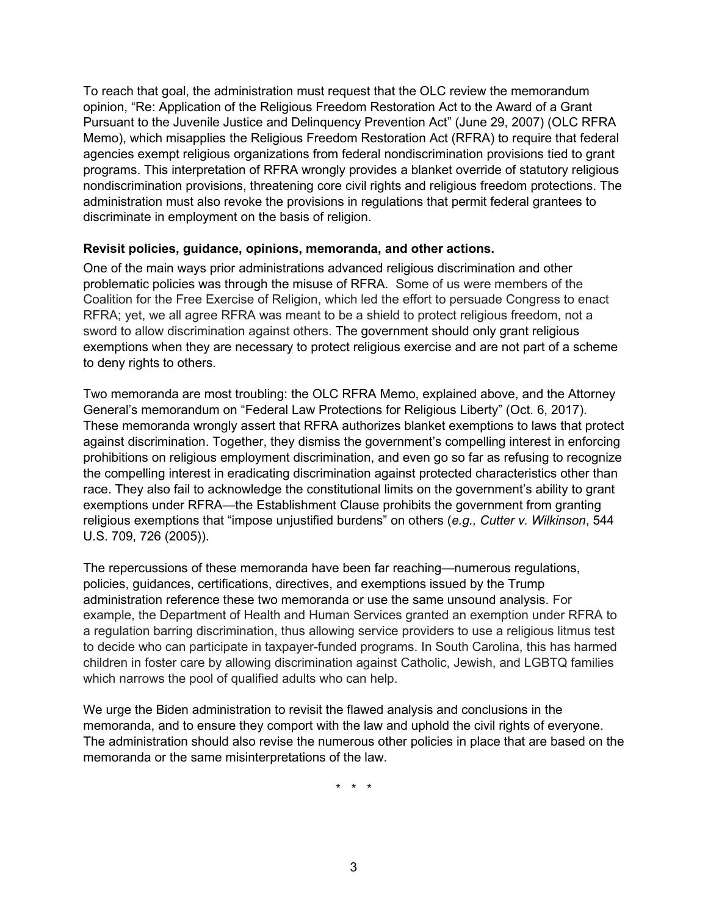To reach that goal, the administration must request that the OLC review the memorandum opinion, "Re: Application of the Religious Freedom Restoration Act to the Award of a Grant Pursuant to the Juvenile Justice and Delinquency Prevention Act" (June 29, 2007) (OLC RFRA Memo), which misapplies the Religious Freedom Restoration Act (RFRA) to require that federal agencies exempt religious organizations from federal nondiscrimination provisions tied to grant programs. This interpretation of RFRA wrongly provides a blanket override of statutory religious nondiscrimination provisions, threatening core civil rights and religious freedom protections. The administration must also revoke the provisions in regulations that permit federal grantees to discriminate in employment on the basis of religion.

**Revisit policies, guidance, opinions, memoranda, and other actions.**

One of the main ways prior administrations advanced religious discrimination and other problematic policies was through the misuse of RFRA. Some of us were members of the Coalition for the Free Exercise of Religion, which led the effort to persuade Congress to enact RFRA; yet, we all agree RFRA was meant to be a shield to protect religious freedom, not a sword to allow discrimination against others. The government should only grant religious exemptions when they are necessary to protect religious exercise and are not part of a scheme to deny rights to others.

Two memoranda are most troubling: the OLC RFRA Memo, explained above, and the Attorney General's memorandum on "Federal Law Protections for Religious Liberty" (Oct. 6, 2017). These memoranda wrongly assert that RFRA authorizes blanket exemptions to laws that protect against discrimination. Together, they dismiss the government's compelling interest in enforcing prohibitions on religious employment discrimination, and even go so far as refusing to recognize the compelling interest in eradicating discrimination against protected characteristics other than race. They also fail to acknowledge the constitutional limits on the government's ability to grant exemptions under RFRA—the Establishment Clause prohibits the government from granting religious exemptions that "impose unjustified burdens" on others (*e.g., Cutter v. Wilkinson*, 544 U.S. 709, 726 (2005)).

The repercussions of these memoranda have been far reaching—numerous regulations, policies, guidances, certifications, directives, and exemptions issued by the Trump administration reference these two memoranda or use the same unsound analysis. For example, the Department of Health and Human Services granted an exemption under RFRA to a regulation barring discrimination, thus allowing service providers to use a religious litmus test to decide who can participate in taxpayer-funded programs. In South Carolina, this has harmed children in foster care by allowing discrimination against Catholic, Jewish, and LGBTQ families which narrows the pool of qualified adults who can help.

We urge the Biden administration to revisit the flawed analysis and conclusions in the memoranda, and to ensure they comport with the law and uphold the civil rights of everyone. The administration should also revise the numerous other policies in place that are based on the memoranda or the same misinterpretations of the law.

\* \* \*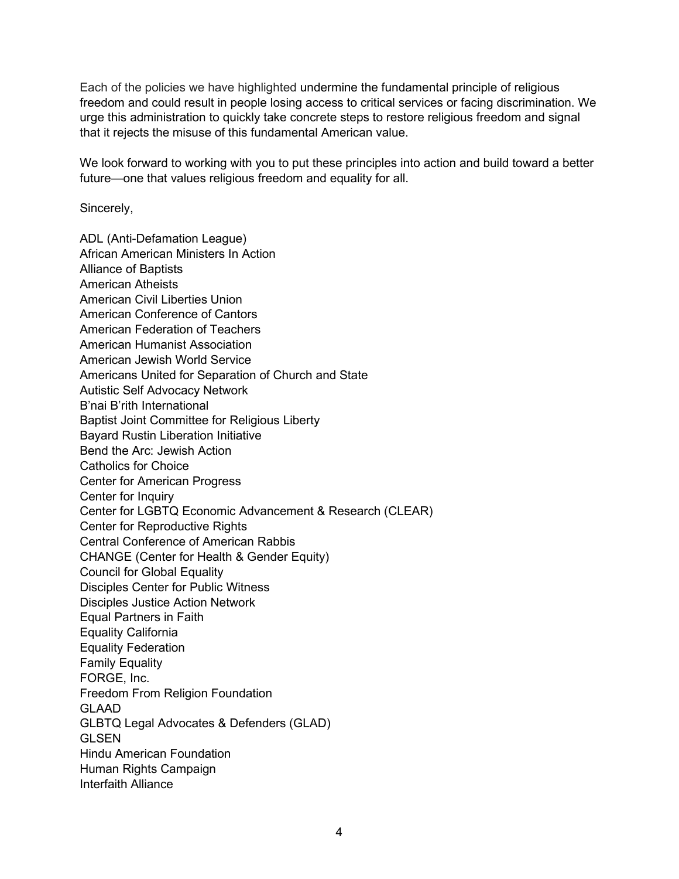Each of the policies we have highlighted undermine the fundamental principle of religious freedom and could result in people losing access to critical services or facing discrimination. We urge this administration to quickly take concrete steps to restore religious freedom and signal that it rejects the misuse of this fundamental American value.

We look forward to working with you to put these principles into action and build toward a better future—one that values religious freedom and equality for all.

Sincerely,

ADL (Anti-Defamation League)
African American Ministers In Action
Alliance of Baptists
American Atheists
American Civil Liberties Union
American Conference of Cantors
American Federation of Teachers
American Humanist Association
American Jewish World Service
Americans United for Separation of Church and State
Autistic Self Advocacy Network
B'nai B'rith International
Baptist Joint Committee for Religious Liberty
Bayard Rustin Liberation Initiative
Bend the Arc: Jewish Action
Catholics for Choice
Center for American Progress
Center for Inquiry
Center for LGBTQ Economic Advancement & Research (CLEAR)
Center for Reproductive Rights
Central Conference of American Rabbis
CHANGE (Center for Health & Gender Equity)
Council for Global Equality
Disciples Center for Public Witness
Disciples Justice Action Network
Equal Partners in Faith
Equality California
Equality Federation
Family Equality
FORGE, Inc.
Freedom From Religion Foundation
GLAAD
GLBTQ Legal Advocates & Defenders (GLAD)
GLSEN
Hindu American Foundation
Human Rights Campaign
Interfaith Alliance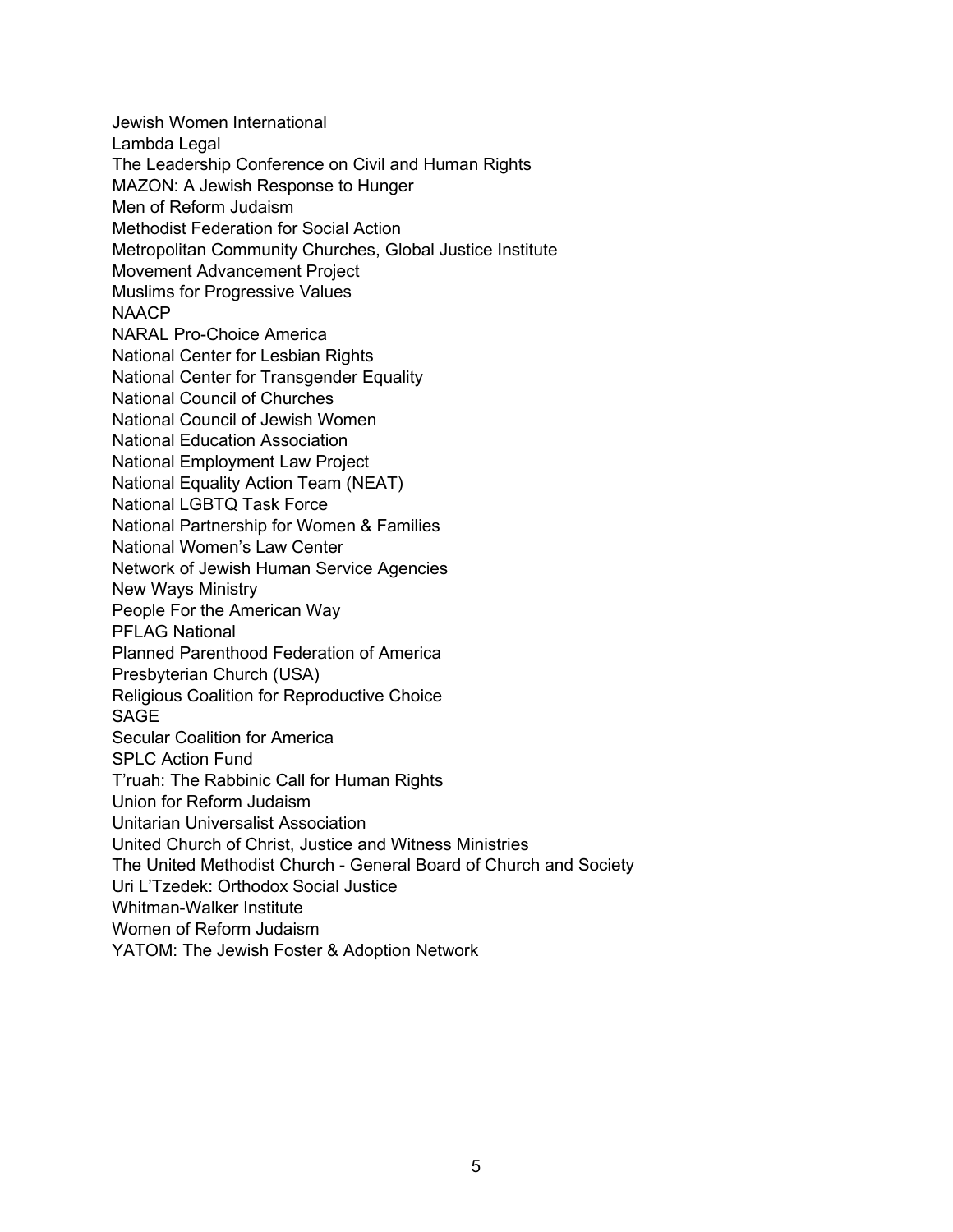Jewish Women International
Lambda Legal
The Leadership Conference on Civil and Human Rights
MAZON: A Jewish Response to Hunger
Men of Reform Judaism
Methodist Federation for Social Action
Metropolitan Community Churches, Global Justice Institute
Movement Advancement Project
Muslims for Progressive Values
NAACP
NARAL Pro-Choice America
National Center for Lesbian Rights
National Center for Transgender Equality
National Council of Churches
National Council of Jewish Women
National Education Association
National Employment Law Project
National Equality Action Team (NEAT)
National LGBTQ Task Force
National Partnership for Women & Families
National Women's Law Center
Network of Jewish Human Service Agencies
New Ways Ministry
People For the American Way
PFLAG National
Planned Parenthood Federation of America
Presbyterian Church (USA)
Religious Coalition for Reproductive Choice
SAGE
Secular Coalition for America
SPLC Action Fund
T'ruah: The Rabbinic Call for Human Rights
Union for Reform Judaism
Unitarian Universalist Association
United Church of Christ, Justice and Witness Ministries
The United Methodist Church - General Board of Church and Society
Uri L'Tzedek: Orthodox Social Justice
Whitman-Walker Institute
Women of Reform Judaism
YATOM: The Jewish Foster & Adoption Network